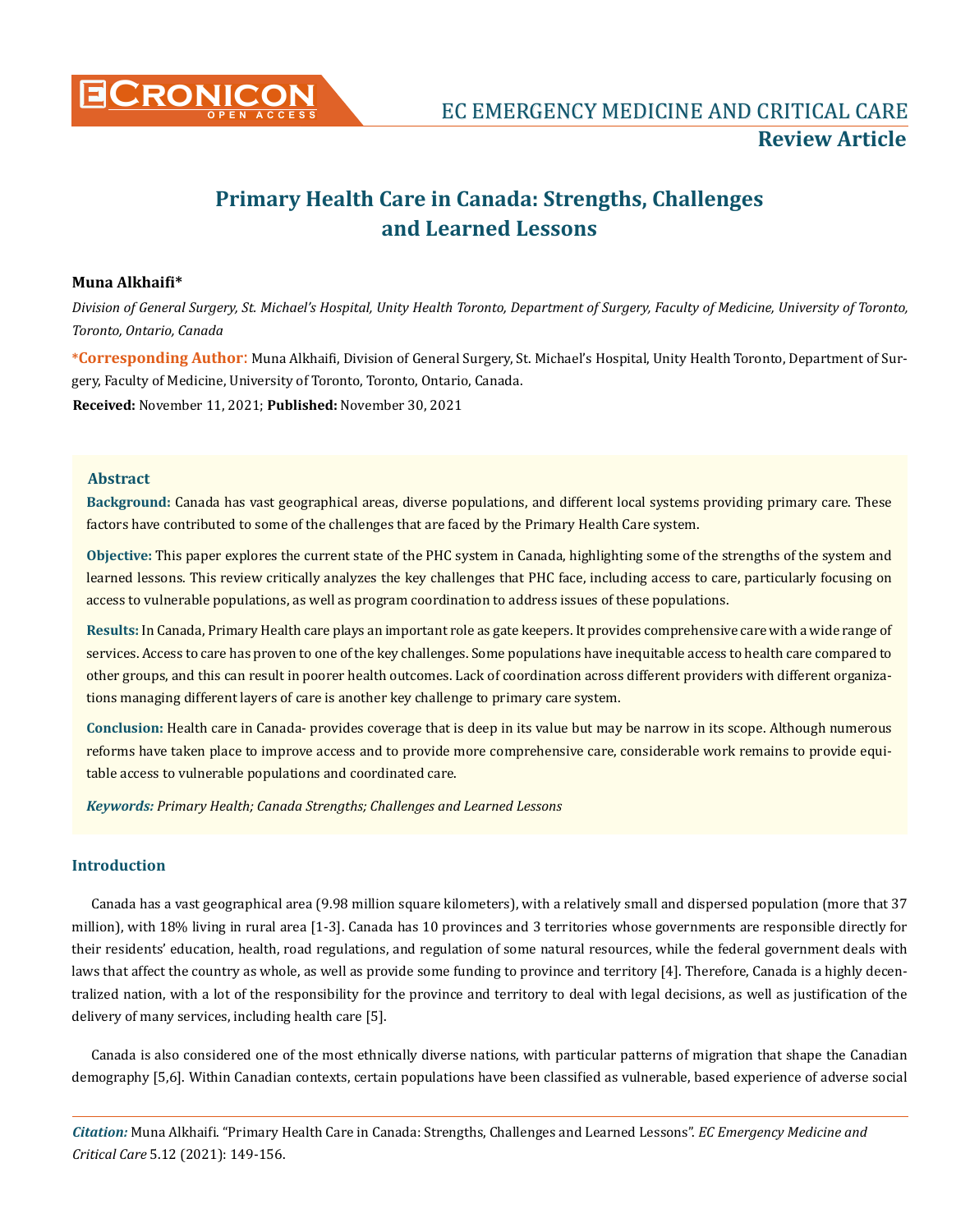# Primary Health Care in Canada: Strengths, Challenges and Learned Lessons

**Muna Alkhaifi***

*Division of General Surgery, St. Michael's Hospital, Unity Health Toronto, Department of Surgery, Faculty of Medicine, University of Toronto, Toronto, Ontario, Canada*

***Corresponding Author:** Muna Alkhaifi, Division of General Surgery, St. Michael's Hospital, Unity Health Toronto, Department of Surgery, Faculty of Medicine, University of Toronto, Toronto, Ontario, Canada.

**Received:** November 11, 2021; **Published:** November 30, 2021

## Abstract

**Background:** Canada has vast geographical areas, diverse populations, and different local systems providing primary care. These factors have contributed to some of the challenges that are faced by the Primary Health Care system.

**Objective:** This paper explores the current state of the PHC system in Canada, highlighting some of the strengths of the system and learned lessons. This review critically analyzes the key challenges that PHC face, including access to care, particularly focusing on access to vulnerable populations, as well as program coordination to address issues of these populations.

**Results:** In Canada, Primary Health care plays an important role as gate keepers. It provides comprehensive care with a wide range of services. Access to care has proven to one of the key challenges. Some populations have inequitable access to health care compared to other groups, and this can result in poorer health outcomes. Lack of coordination across different providers with different organizations managing different layers of care is another key challenge to primary care system.

**Conclusion:** Health care in Canada- provides coverage that is deep in its value but may be narrow in its scope. Although numerous reforms have taken place to improve access and to provide more comprehensive care, considerable work remains to provide equitable access to vulnerable populations and coordinated care.

***Keywords:** Primary Health; Canada Strengths; Challenges and Learned Lessons*

## Introduction

Canada has a vast geographical area (9.98 million square kilometers), with a relatively small and dispersed population (more that 37 million), with 18% living in rural area [1-3]. Canada has 10 provinces and 3 territories whose governments are responsible directly for their residents' education, health, road regulations, and regulation of some natural resources, while the federal government deals with laws that affect the country as whole, as well as provide some funding to province and territory [4]. Therefore, Canada is a highly decentralized nation, with a lot of the responsibility for the province and territory to deal with legal decisions, as well as justification of the delivery of many services, including health care [5].

Canada is also considered one of the most ethnically diverse nations, with particular patterns of migration that shape the Canadian demography [5,6]. Within Canadian contexts, certain populations have been classified as vulnerable, based experience of adverse social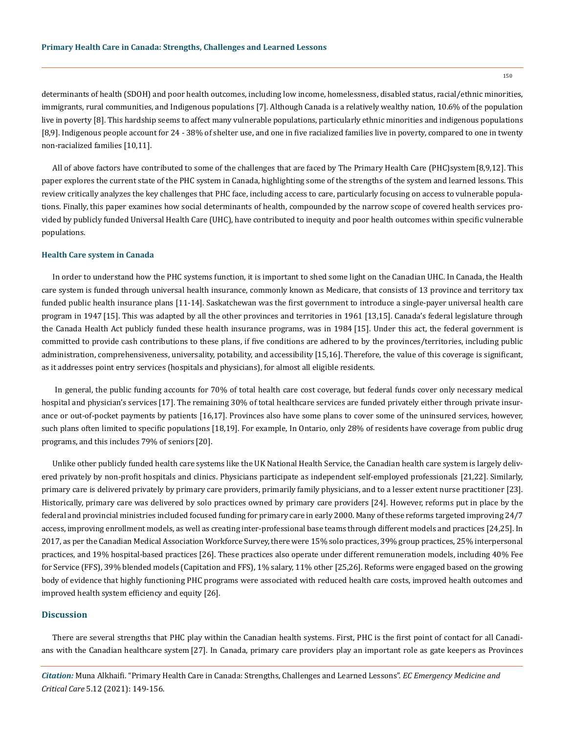determinants of health (SDOH) and poor health outcomes, including low income, homelessness, disabled status, racial/ethnic minorities, immigrants, rural communities, and Indigenous populations [7]. Although Canada is a relatively wealthy nation, 10.6% of the population live in poverty [8]. This hardship seems to affect many vulnerable populations, particularly ethnic minorities and indigenous populations [8,9]. Indigenous people account for 24 - 38% of shelter use, and one in five racialized families live in poverty, compared to one in twenty non-racialized families [10,11].

All of above factors have contributed to some of the challenges that are faced by The Primary Health Care (PHC)system [8,9,12]. This paper explores the current state of the PHC system in Canada, highlighting some of the strengths of the system and learned lessons. This review critically analyzes the key challenges that PHC face, including access to care, particularly focusing on access to vulnerable populations. Finally, this paper examines how social determinants of health, compounded by the narrow scope of covered health services provided by publicly funded Universal Health Care (UHC), have contributed to inequity and poor health outcomes within specific vulnerable populations.

### Health Care system in Canada

In order to understand how the PHC systems function, it is important to shed some light on the Canadian UHC. In Canada, the Health care system is funded through universal health insurance, commonly known as Medicare, that consists of 13 province and territory tax funded public health insurance plans [11-14]. Saskatchewan was the first government to introduce a single-payer universal health care program in 1947 [15]. This was adapted by all the other provinces and territories in 1961 [13,15]. Canada's federal legislature through the Canada Health Act publicly funded these health insurance programs, was in 1984 [15]. Under this act, the federal government is committed to provide cash contributions to these plans, if five conditions are adhered to by the provinces/territories, including public administration, comprehensiveness, universality, potability, and accessibility [15,16]. Therefore, the value of this coverage is significant, as it addresses point entry services (hospitals and physicians), for almost all eligible residents.

In general, the public funding accounts for 70% of total health care cost coverage, but federal funds cover only necessary medical hospital and physician's services [17]. The remaining 30% of total healthcare services are funded privately either through private insurance or out-of-pocket payments by patients [16,17]. Provinces also have some plans to cover some of the uninsured services, however, such plans often limited to specific populations [18,19]. For example, In Ontario, only 28% of residents have coverage from public drug programs, and this includes 79% of seniors [20].

Unlike other publicly funded health care systems like the UK National Health Service, the Canadian health care system is largely delivered privately by non-profit hospitals and clinics. Physicians participate as independent self-employed professionals [21,22]. Similarly, primary care is delivered privately by primary care providers, primarily family physicians, and to a lesser extent nurse practitioner [23]. Historically, primary care was delivered by solo practices owned by primary care providers [24]. However, reforms put in place by the federal and provincial ministries included focused funding for primary care in early 2000. Many of these reforms targeted improving 24/7 access, improving enrollment models, as well as creating inter-professional base teams through different models and practices [24,25]. In 2017, as per the Canadian Medical Association Workforce Survey, there were 15% solo practices, 39% group practices, 25% interpersonal practices, and 19% hospital-based practices [26]. These practices also operate under different remuneration models, including 40% Fee for Service (FFS), 39% blended models (Capitation and FFS), 1% salary, 11% other [25,26]. Reforms were engaged based on the growing body of evidence that highly functioning PHC programs were associated with reduced health care costs, improved health outcomes and improved health system efficiency and equity [26].

## Discussion

There are several strengths that PHC play within the Canadian health systems. First, PHC is the first point of contact for all Canadians with the Canadian healthcare system [27]. In Canada, primary care providers play an important role as gate keepers as Provinces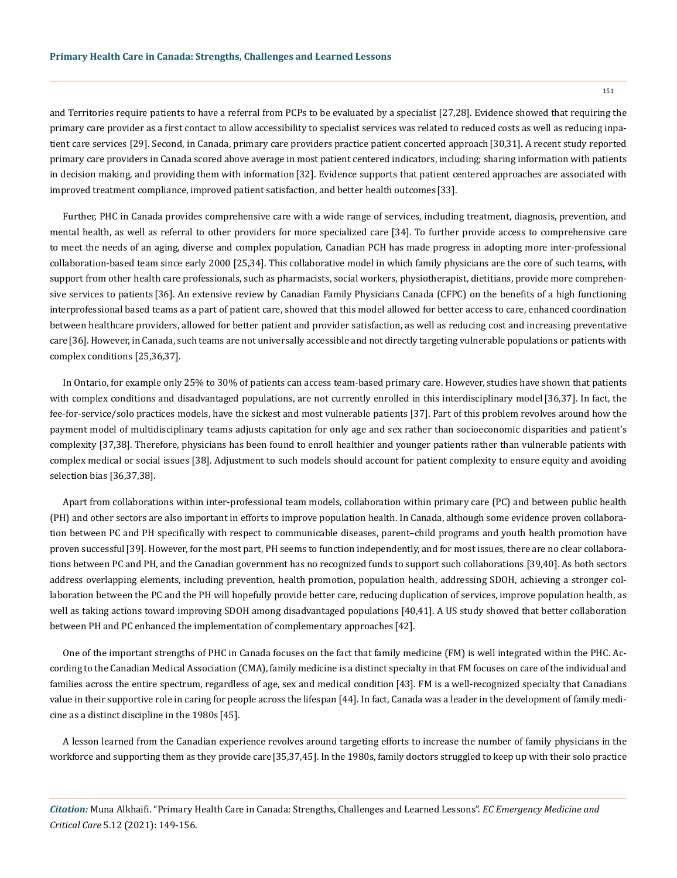and Territories require patients to have a referral from PCPs to be evaluated by a specialist [27,28]. Evidence showed that requiring the primary care provider as a first contact to allow accessibility to specialist services was related to reduced costs as well as reducing inpatient care services [29]. Second, in Canada, primary care providers practice patient concerted approach [30,31]. A recent study reported primary care providers in Canada scored above average in most patient centered indicators, including; sharing information with patients in decision making, and providing them with information [32]. Evidence supports that patient centered approaches are associated with improved treatment compliance, improved patient satisfaction, and better health outcomes [33].

Further, PHC in Canada provides comprehensive care with a wide range of services, including treatment, diagnosis, prevention, and mental health, as well as referral to other providers for more specialized care [34]. To further provide access to comprehensive care to meet the needs of an aging, diverse and complex population, Canadian PCH has made progress in adopting more inter-professional collaboration-based team since early 2000 [25,34]. This collaborative model in which family physicians are the core of such teams, with support from other health care professionals, such as pharmacists, social workers, physiotherapist, dietitians, provide more comprehensive services to patients [36]. An extensive review by Canadian Family Physicians Canada (CFPC) on the benefits of a high functioning interprofessional based teams as a part of patient care, showed that this model allowed for better access to care, enhanced coordination between healthcare providers, allowed for better patient and provider satisfaction, as well as reducing cost and increasing preventative care [36]. However, in Canada, such teams are not universally accessible and not directly targeting vulnerable populations or patients with complex conditions [25,36,37].

In Ontario, for example only 25% to 30% of patients can access team-based primary care. However, studies have shown that patients with complex conditions and disadvantaged populations, are not currently enrolled in this interdisciplinary model [36,37]. In fact, the fee-for-service/solo practices models, have the sickest and most vulnerable patients [37]. Part of this problem revolves around how the payment model of multidisciplinary teams adjusts capitation for only age and sex rather than socioeconomic disparities and patient's complexity [37,38]. Therefore, physicians has been found to enroll healthier and younger patients rather than vulnerable patients with complex medical or social issues [38]. Adjustment to such models should account for patient complexity to ensure equity and avoiding selection bias [36,37,38].

Apart from collaborations within inter-professional team models, collaboration within primary care (PC) and between public health (PH) and other sectors are also important in efforts to improve population health. In Canada, although some evidence proven collaboration between PC and PH specifically with respect to communicable diseases, parent–child programs and youth health promotion have proven successful [39]. However, for the most part, PH seems to function independently, and for most issues, there are no clear collaborations between PC and PH, and the Canadian government has no recognized funds to support such collaborations [39,40]. As both sectors address overlapping elements, including prevention, health promotion, population health, addressing SDOH, achieving a stronger collaboration between the PC and the PH will hopefully provide better care, reducing duplication of services, improve population health, as well as taking actions toward improving SDOH among disadvantaged populations [40,41]. A US study showed that better collaboration between PH and PC enhanced the implementation of complementary approaches [42].

One of the important strengths of PHC in Canada focuses on the fact that family medicine (FM) is well integrated within the PHC. According to the Canadian Medical Association (CMA), family medicine is a distinct specialty in that FM focuses on care of the individual and families across the entire spectrum, regardless of age, sex and medical condition [43]. FM is a well-recognized specialty that Canadians value in their supportive role in caring for people across the lifespan [44]. In fact, Canada was a leader in the development of family medicine as a distinct discipline in the 1980s [45].

A lesson learned from the Canadian experience revolves around targeting efforts to increase the number of family physicians in the workforce and supporting them as they provide care [35,37,45]. In the 1980s, family doctors struggled to keep up with their solo practice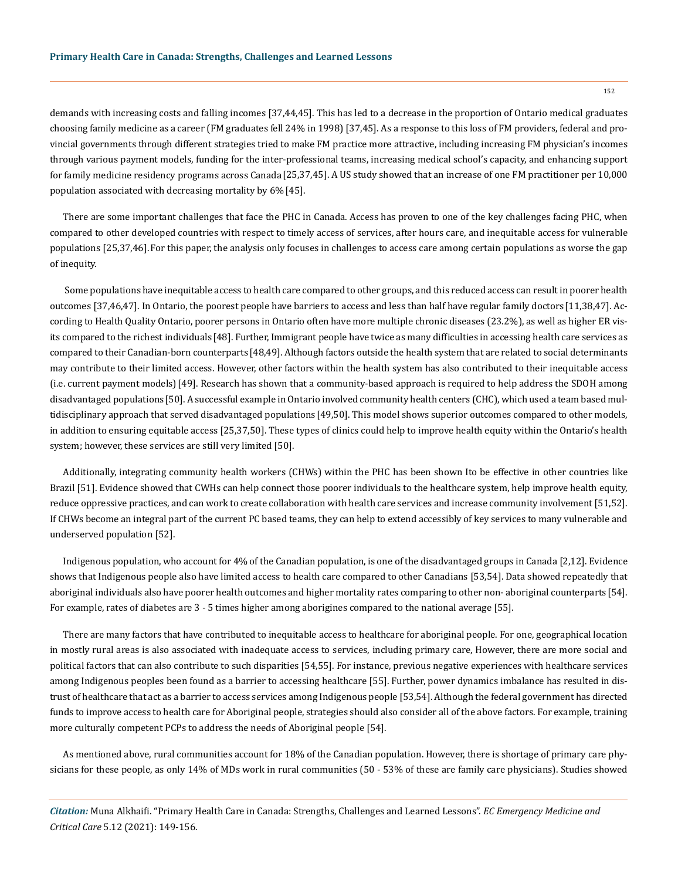demands with increasing costs and falling incomes [37,44,45]. This has led to a decrease in the proportion of Ontario medical graduates choosing family medicine as a career (FM graduates fell 24% in 1998) [37,45]. As a response to this loss of FM providers, federal and provincial governments through different strategies tried to make FM practice more attractive, including increasing FM physician's incomes through various payment models, funding for the inter-professional teams, increasing medical school's capacity, and enhancing support for family medicine residency programs across Canada [25,37,45]. A US study showed that an increase of one FM practitioner per 10,000 population associated with decreasing mortality by 6% [45].

There are some important challenges that face the PHC in Canada. Access has proven to one of the key challenges facing PHC, when compared to other developed countries with respect to timely access of services, after hours care, and inequitable access for vulnerable populations [25,37,46]. For this paper, the analysis only focuses in challenges to access care among certain populations as worse the gap of inequity.

Some populations have inequitable access to health care compared to other groups, and this reduced access can result in poorer health outcomes [37,46,47]. In Ontario, the poorest people have barriers to access and less than half have regular family doctors [11,38,47]. According to Health Quality Ontario, poorer persons in Ontario often have more multiple chronic diseases (23.2%), as well as higher ER visits compared to the richest individuals [48]. Further, Immigrant people have twice as many difficulties in accessing health care services as compared to their Canadian-born counterparts [48,49]. Although factors outside the health system that are related to social determinants may contribute to their limited access. However, other factors within the health system has also contributed to their inequitable access (i.e. current payment models) [49]. Research has shown that a community-based approach is required to help address the SDOH among disadvantaged populations [50]. A successful example in Ontario involved community health centers (CHC), which used a team based multidisciplinary approach that served disadvantaged populations [49,50]. This model shows superior outcomes compared to other models, in addition to ensuring equitable access [25,37,50]. These types of clinics could help to improve health equity within the Ontario's health system; however, these services are still very limited [50].

Additionally, integrating community health workers (CHWs) within the PHC has been shown Ito be effective in other countries like Brazil [51]. Evidence showed that CWHs can help connect those poorer individuals to the healthcare system, help improve health equity, reduce oppressive practices, and can work to create collaboration with health care services and increase community involvement [51,52]. If CHWs become an integral part of the current PC based teams, they can help to extend accessibly of key services to many vulnerable and underserved population [52].

Indigenous population, who account for 4% of the Canadian population, is one of the disadvantaged groups in Canada [2,12]. Evidence shows that Indigenous people also have limited access to health care compared to other Canadians [53,54]. Data showed repeatedly that aboriginal individuals also have poorer health outcomes and higher mortality rates comparing to other non- aboriginal counterparts [54]. For example, rates of diabetes are 3 - 5 times higher among aborigines compared to the national average [55].

There are many factors that have contributed to inequitable access to healthcare for aboriginal people. For one, geographical location in mostly rural areas is also associated with inadequate access to services, including primary care, However, there are more social and political factors that can also contribute to such disparities [54,55]. For instance, previous negative experiences with healthcare services among Indigenous peoples been found as a barrier to accessing healthcare [55]. Further, power dynamics imbalance has resulted in distrust of healthcare that act as a barrier to access services among Indigenous people [53,54]. Although the federal government has directed funds to improve access to health care for Aboriginal people, strategies should also consider all of the above factors. For example, training more culturally competent PCPs to address the needs of Aboriginal people [54].

As mentioned above, rural communities account for 18% of the Canadian population. However, there is shortage of primary care physicians for these people, as only 14% of MDs work in rural communities (50 - 53% of these are family care physicians). Studies showed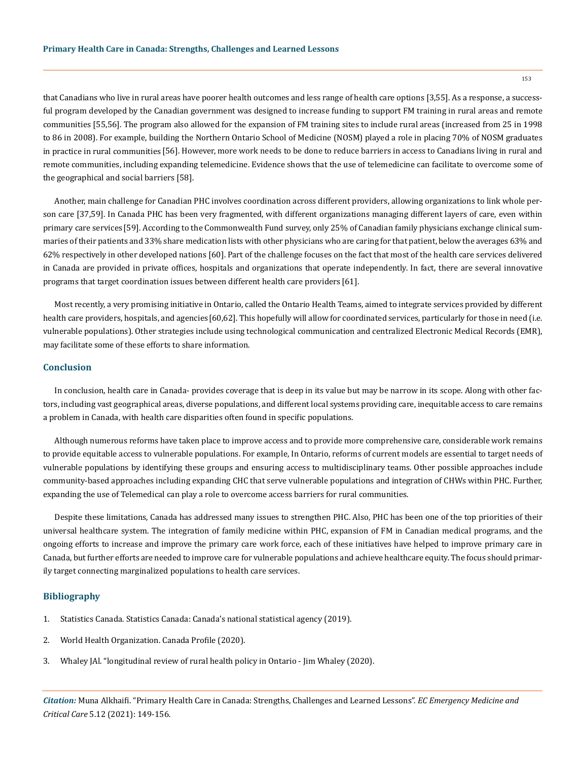that Canadians who live in rural areas have poorer health outcomes and less range of health care options [3,55]. As a response, a successful program developed by the Canadian government was designed to increase funding to support FM training in rural areas and remote communities [55,56]. The program also allowed for the expansion of FM training sites to include rural areas (increased from 25 in 1998 to 86 in 2008). For example, building the Northern Ontario School of Medicine (NOSM) played a role in placing 70% of NOSM graduates in practice in rural communities [56]. However, more work needs to be done to reduce barriers in access to Canadians living in rural and remote communities, including expanding telemedicine. Evidence shows that the use of telemedicine can facilitate to overcome some of the geographical and social barriers [58].

Another, main challenge for Canadian PHC involves coordination across different providers, allowing organizations to link whole person care [37,59]. In Canada PHC has been very fragmented, with different organizations managing different layers of care, even within primary care services [59]. According to the Commonwealth Fund survey, only 25% of Canadian family physicians exchange clinical summaries of their patients and 33% share medication lists with other physicians who are caring for that patient, below the averages 63% and 62% respectively in other developed nations [60]. Part of the challenge focuses on the fact that most of the health care services delivered in Canada are provided in private offices, hospitals and organizations that operate independently. In fact, there are several innovative programs that target coordination issues between different health care providers [61].

Most recently, a very promising initiative in Ontario, called the Ontario Health Teams, aimed to integrate services provided by different health care providers, hospitals, and agencies [60,62]. This hopefully will allow for coordinated services, particularly for those in need (i.e. vulnerable populations). Other strategies include using technological communication and centralized Electronic Medical Records (EMR), may facilitate some of these efforts to share information.

## Conclusion

In conclusion, health care in Canada- provides coverage that is deep in its value but may be narrow in its scope. Along with other factors, including vast geographical areas, diverse populations, and different local systems providing care, inequitable access to care remains a problem in Canada, with health care disparities often found in specific populations.

Although numerous reforms have taken place to improve access and to provide more comprehensive care, considerable work remains to provide equitable access to vulnerable populations. For example, In Ontario, reforms of current models are essential to target needs of vulnerable populations by identifying these groups and ensuring access to multidisciplinary teams. Other possible approaches include community-based approaches including expanding CHC that serve vulnerable populations and integration of CHWs within PHC. Further, expanding the use of Telemedical can play a role to overcome access barriers for rural communities.

Despite these limitations, Canada has addressed many issues to strengthen PHC. Also, PHC has been one of the top priorities of their universal healthcare system. The integration of family medicine within PHC, expansion of FM in Canadian medical programs, and the ongoing efforts to increase and improve the primary care work force, each of these initiatives have helped to improve primary care in Canada, but further efforts are needed to improve care for vulnerable populations and achieve healthcare equity. The focus should primarily target connecting marginalized populations to health care services.

## Bibliography

1. Statistics Canada. Statistics Canada: Canada's national statistical agency (2019).
2. World Health Organization. Canada Profile (2020).
3. Whaley JAl. "longitudinal review of rural health policy in Ontario - Jim Whaley (2020).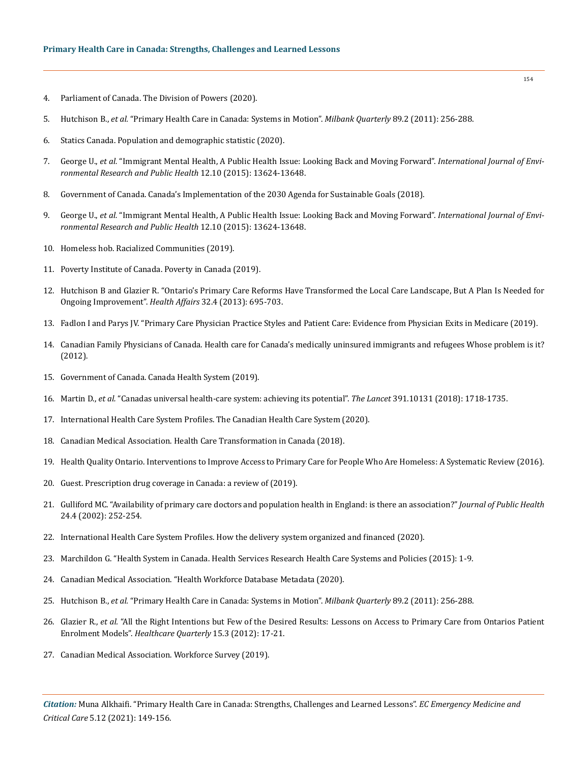4. Parliament of Canada. The Division of Powers (2020).
5. Hutchison B., *et al.* "Primary Health Care in Canada: Systems in Motion". *Milbank Quarterly* 89.2 (2011): 256-288.
6. Statics Canada. Population and demographic statistic (2020).
7. George U., *et al.* "Immigrant Mental Health, A Public Health Issue: Looking Back and Moving Forward". *International Journal of Environmental Research and Public Health* 12.10 (2015): 13624-13648.
8. Government of Canada. Canada's Implementation of the 2030 Agenda for Sustainable Goals (2018).
9. George U., *et al.* "Immigrant Mental Health, A Public Health Issue: Looking Back and Moving Forward". *International Journal of Environmental Research and Public Health* 12.10 (2015): 13624-13648.
10. Homeless hob. Racialized Communities (2019).
11. Poverty Institute of Canada. Poverty in Canada (2019).
12. Hutchison B and Glazier R. "Ontario's Primary Care Reforms Have Transformed the Local Care Landscape, But A Plan Is Needed for Ongoing Improvement". *Health Affairs* 32.4 (2013): 695-703.
13. Fadlon I and Parys JV. "Primary Care Physician Practice Styles and Patient Care: Evidence from Physician Exits in Medicare (2019).
14. Canadian Family Physicians of Canada. Health care for Canada's medically uninsured immigrants and refugees Whose problem is it? (2012).
15. Government of Canada. Canada Health System (2019).
16. Martin D., *et al.* "Canadas universal health-care system: achieving its potential". *The Lancet* 391.10131 (2018): 1718-1735.
17. International Health Care System Profiles. The Canadian Health Care System (2020).
18. Canadian Medical Association. Health Care Transformation in Canada (2018).
19. Health Quality Ontario. Interventions to Improve Access to Primary Care for People Who Are Homeless: A Systematic Review (2016).
20. Guest. Prescription drug coverage in Canada: a review of (2019).
21. Gulliford MC. "Availability of primary care doctors and population health in England: is there an association?" *Journal of Public Health* 24.4 (2002): 252-254.
22. International Health Care System Profiles. How the delivery system organized and financed (2020).
23. Marchildon G. "Health System in Canada. Health Services Research Health Care Systems and Policies (2015): 1-9.
24. Canadian Medical Association. "Health Workforce Database Metadata (2020).
25. Hutchison B., *et al.* "Primary Health Care in Canada: Systems in Motion". *Milbank Quarterly* 89.2 (2011): 256-288.
26. Glazier R., *et al.* "All the Right Intentions but Few of the Desired Results: Lessons on Access to Primary Care from Ontarios Patient Enrolment Models". *Healthcare Quarterly* 15.3 (2012): 17-21.
27. Canadian Medical Association. Workforce Survey (2019).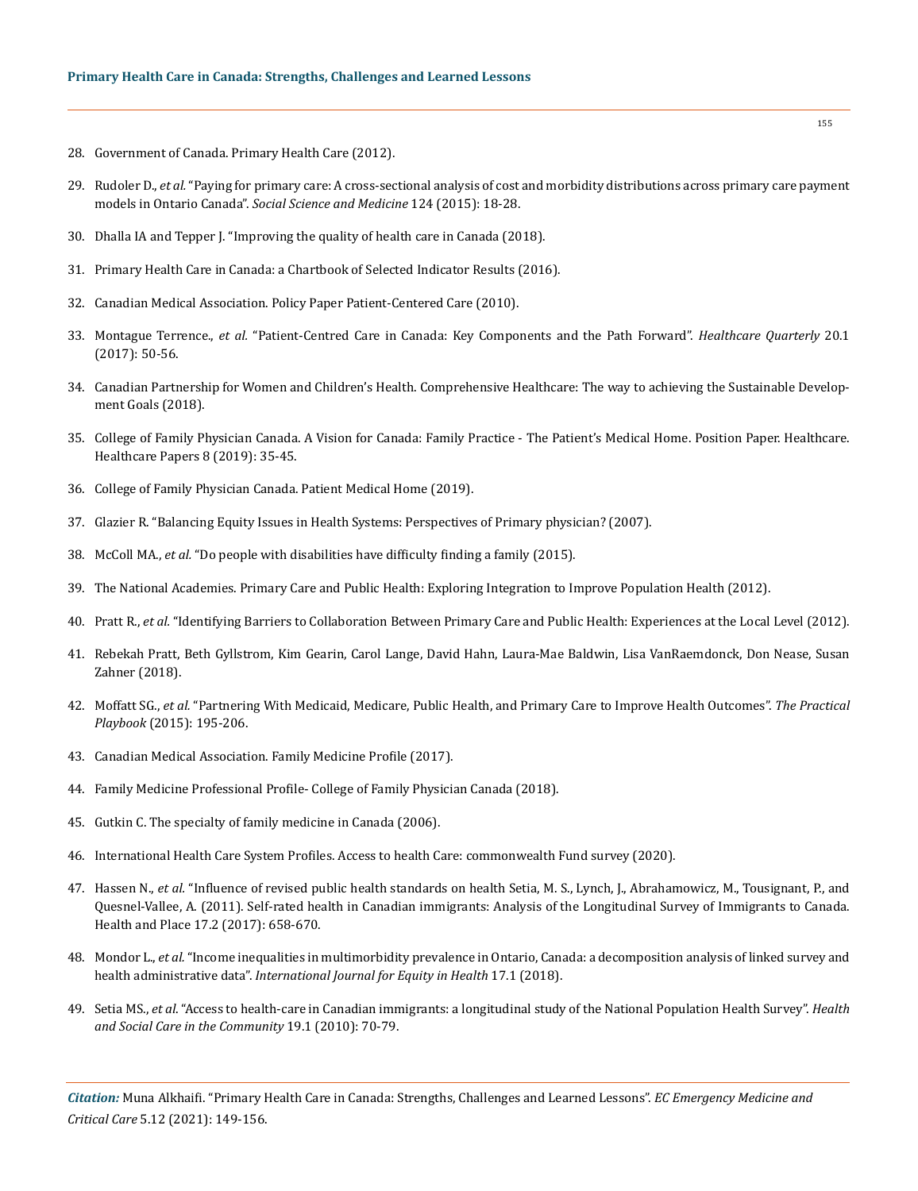28. Government of Canada. Primary Health Care (2012).

29. Rudoler D., *et al.* "Paying for primary care: A cross-sectional analysis of cost and morbidity distributions across primary care payment models in Ontario Canada". *Social Science and Medicine* 124 (2015): 18-28.

30. Dhalla IA and Tepper J. "Improving the quality of health care in Canada (2018).

31. Primary Health Care in Canada: a Chartbook of Selected Indicator Results (2016).

32. Canadian Medical Association. Policy Paper Patient-Centered Care (2010).

33. Montague Terrence., *et al.* "Patient-Centred Care in Canada: Key Components and the Path Forward". *Healthcare Quarterly* 20.1 (2017): 50-56.

34. Canadian Partnership for Women and Children's Health. Comprehensive Healthcare: The way to achieving the Sustainable Development Goals (2018).

35. College of Family Physician Canada. A Vision for Canada: Family Practice - The Patient's Medical Home. Position Paper. Healthcare. Healthcare Papers 8 (2019): 35-45.

36. College of Family Physician Canada. Patient Medical Home (2019).

37. Glazier R. "Balancing Equity Issues in Health Systems: Perspectives of Primary physician? (2007).

38. McColl MA., *et al.* "Do people with disabilities have difficulty finding a family (2015).

39. The National Academies. Primary Care and Public Health: Exploring Integration to Improve Population Health (2012).

40. Pratt R., *et al.* "Identifying Barriers to Collaboration Between Primary Care and Public Health: Experiences at the Local Level (2012).

41. Rebekah Pratt, Beth Gyllstrom, Kim Gearin, Carol Lange, David Hahn, Laura-Mae Baldwin, Lisa VanRaemdonck, Don Nease, Susan Zahner (2018).

42. Moffatt SG., *et al.* "Partnering With Medicaid, Medicare, Public Health, and Primary Care to Improve Health Outcomes". *The Practical Playbook* (2015): 195-206.

43. Canadian Medical Association. Family Medicine Profile (2017).

44. Family Medicine Professional Profile- College of Family Physician Canada (2018).

45. Gutkin C. The specialty of family medicine in Canada (2006).

46. International Health Care System Profiles. Access to health Care: commonwealth Fund survey (2020).

47. Hassen N., *et al.* "Influence of revised public health standards on health Setia, M. S., Lynch, J., Abrahamowicz, M., Tousignant, P., and Quesnel-Vallee, A. (2011). Self-rated health in Canadian immigrants: Analysis of the Longitudinal Survey of Immigrants to Canada. Health and Place 17.2 (2017): 658-670.

48. Mondor L., *et al.* "Income inequalities in multimorbidity prevalence in Ontario, Canada: a decomposition analysis of linked survey and health administrative data". *International Journal for Equity in Health* 17.1 (2018).

49. Setia MS., *et al.* "Access to health-care in Canadian immigrants: a longitudinal study of the National Population Health Survey". *Health and Social Care in the Community* 19.1 (2010): 70-79.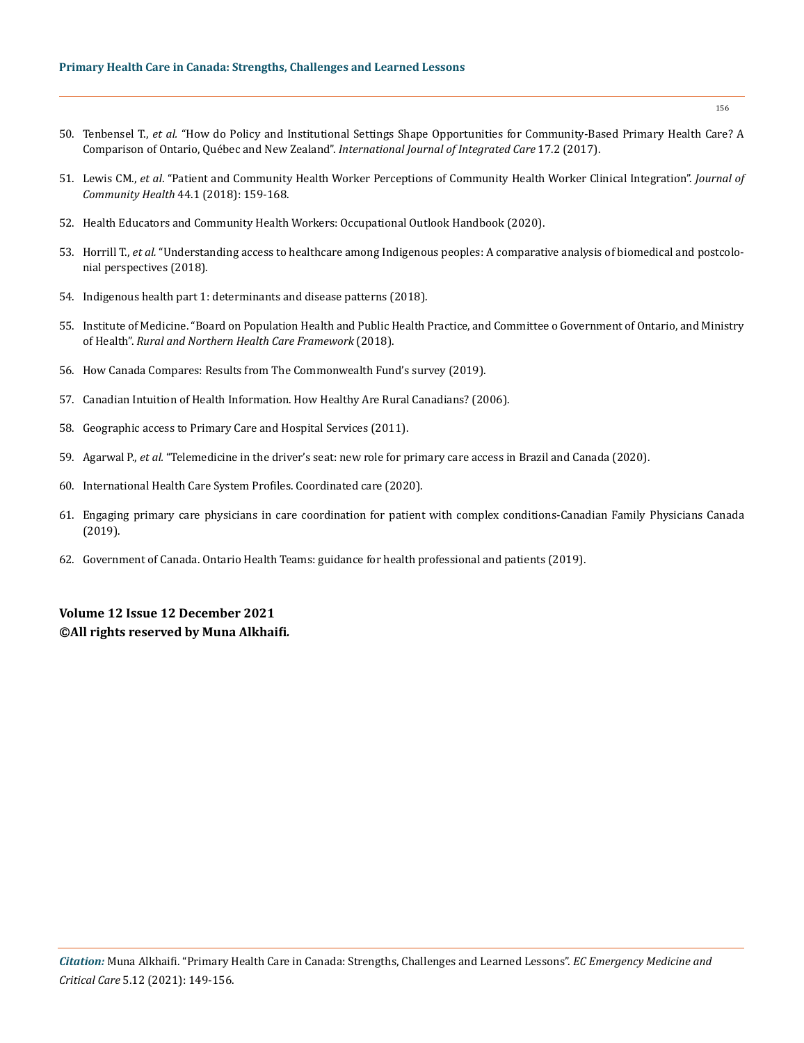50. Tenbensel T., *et al.* "How do Policy and Institutional Settings Shape Opportunities for Community-Based Primary Health Care? A Comparison of Ontario, Québec and New Zealand". *International Journal of Integrated Care* 17.2 (2017).

51. Lewis CM., *et al*. "Patient and Community Health Worker Perceptions of Community Health Worker Clinical Integration". *Journal of Community Health* 44.1 (2018): 159-168.

52. Health Educators and Community Health Workers: Occupational Outlook Handbook (2020).

53. Horrill T., *et al.* "Understanding access to healthcare among Indigenous peoples: A comparative analysis of biomedical and postcolonial perspectives (2018).

54. Indigenous health part 1: determinants and disease patterns (2018).

55. Institute of Medicine. "Board on Population Health and Public Health Practice, and Committee o Government of Ontario, and Ministry of Health". *Rural and Northern Health Care Framework* (2018).

56. How Canada Compares: Results from The Commonwealth Fund's survey (2019).

57. Canadian Intuition of Health Information. How Healthy Are Rural Canadians? (2006).

58. Geographic access to Primary Care and Hospital Services (2011).

59. Agarwal P., *et al.* "Telemedicine in the driver's seat: new role for primary care access in Brazil and Canada (2020).

60. International Health Care System Profiles. Coordinated care (2020).

61. Engaging primary care physicians in care coordination for patient with complex conditions-Canadian Family Physicians Canada (2019).

62. Government of Canada. Ontario Health Teams: guidance for health professional and patients (2019).

**Volume 12 Issue 12 December 2021**
**©All rights reserved by Muna Alkhaifi.**